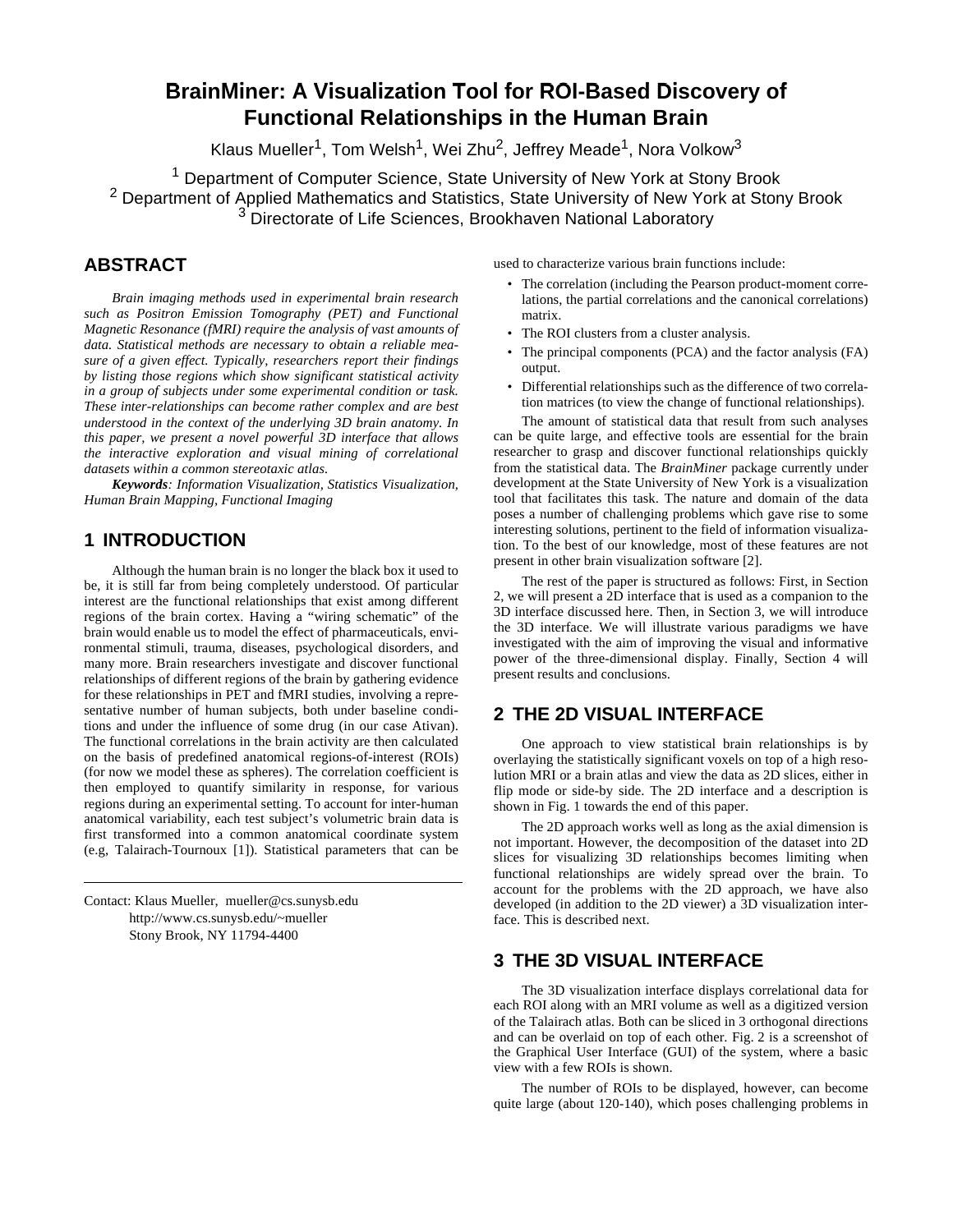# BrainMiner: A Visualization Tool for ROI-Based Discovery of Functional Relationships in the Human Brain

Klaus Mueller[1], Tom Welsh[1], Wei Zhu[2], Jeffrey Meade[1], Nora Volkow[3]

[1] Department of Computer Science, State University of New York at Stony Brook
[2] Department of Applied Mathematics and Statistics, State University of New York at Stony Brook
[3] Directorate of Life Sciences, Brookhaven National Laboratory

## ABSTRACT

*Brain imaging methods used in experimental brain research such as Positron Emission Tomography (PET) and Functional Magnetic Resonance (fMRI) require the analysis of vast amounts of data. Statistical methods are necessary to obtain a reliable measure of a given effect. Typically, researchers report their findings by listing those regions which show significant statistical activity in a group of subjects under some experimental condition or task. These inter-relationships can become rather complex and are best understood in the context of the underlying 3D brain anatomy. In this paper, we present a novel powerful 3D interface that allows the interactive exploration and visual mining of correlational datasets within a common stereotaxic atlas.*

***Keywords**: Information Visualization, Statistics Visualization, Human Brain Mapping, Functional Imaging*

## 1 INTRODUCTION

Although the human brain is no longer the black box it used to be, it is still far from being completely understood. Of particular interest are the functional relationships that exist among different regions of the brain cortex. Having a "wiring schematic" of the brain would enable us to model the effect of pharmaceuticals, environmental stimuli, trauma, diseases, psychological disorders, and many more. Brain researchers investigate and discover functional relationships of different regions of the brain by gathering evidence for these relationships in PET and fMRI studies, involving a representative number of human subjects, both under baseline conditions and under the influence of some drug (in our case Ativan). The functional correlations in the brain activity are then calculated on the basis of predefined anatomical regions-of-interest (ROIs) (for now we model these as spheres). The correlation coefficient is then employed to quantify similarity in response, for various regions during an experimental setting. To account for inter-human anatomical variability, each test subject's volumetric brain data is first transformed into a common anatomical coordinate system (e.g, Talairach-Tournoux [1]). Statistical parameters that can be used to characterize various brain functions include:

- The correlation (including the Pearson product-moment correlations, the partial correlations and the canonical correlations) matrix.
- The ROI clusters from a cluster analysis.
- The principal components (PCA) and the factor analysis (FA) output.
- Differential relationships such as the difference of two correlation matrices (to view the change of functional relationships).

The amount of statistical data that result from such analyses can be quite large, and effective tools are essential for the brain researcher to grasp and discover functional relationships quickly from the statistical data. The *BrainMiner* package currently under development at the State University of New York is a visualization tool that facilitates this task. The nature and domain of the data poses a number of challenging problems which gave rise to some interesting solutions, pertinent to the field of information visualization. To the best of our knowledge, most of these features are not present in other brain visualization software [2].

The rest of the paper is structured as follows: First, in Section 2, we will present a 2D interface that is used as a companion to the 3D interface discussed here. Then, in Section 3, we will introduce the 3D interface. We will illustrate various paradigms we have investigated with the aim of improving the visual and informative power of the three-dimensional display. Finally, Section 4 will present results and conclusions.

## 2 THE 2D VISUAL INTERFACE

One approach to view statistical brain relationships is by overlaying the statistically significant voxels on top of a high resolution MRI or a brain atlas and view the data as 2D slices, either in flip mode or side-by side. The 2D interface and a description is shown in Fig. 1 towards the end of this paper.

The 2D approach works well as long as the axial dimension is not important. However, the decomposition of the dataset into 2D slices for visualizing 3D relationships becomes limiting when functional relationships are widely spread over the brain. To account for the problems with the 2D approach, we have also developed (in addition to the 2D viewer) a 3D visualization interface. This is described next.

## 3 THE 3D VISUAL INTERFACE

The 3D visualization interface displays correlational data for each ROI along with an MRI volume as well as a digitized version of the Talairach atlas. Both can be sliced in 3 orthogonal directions and can be overlaid on top of each other. Fig. 2 is a screenshot of the Graphical User Interface (GUI) of the system, where a basic view with a few ROIs is shown.

The number of ROIs to be displayed, however, can become quite large (about 120-140), which poses challenging problems in

---

Contact: Klaus Mueller, mueller@cs.sunysb.edu
http://www.cs.sunysb.edu/~mueller
Stony Brook, NY 11794-4400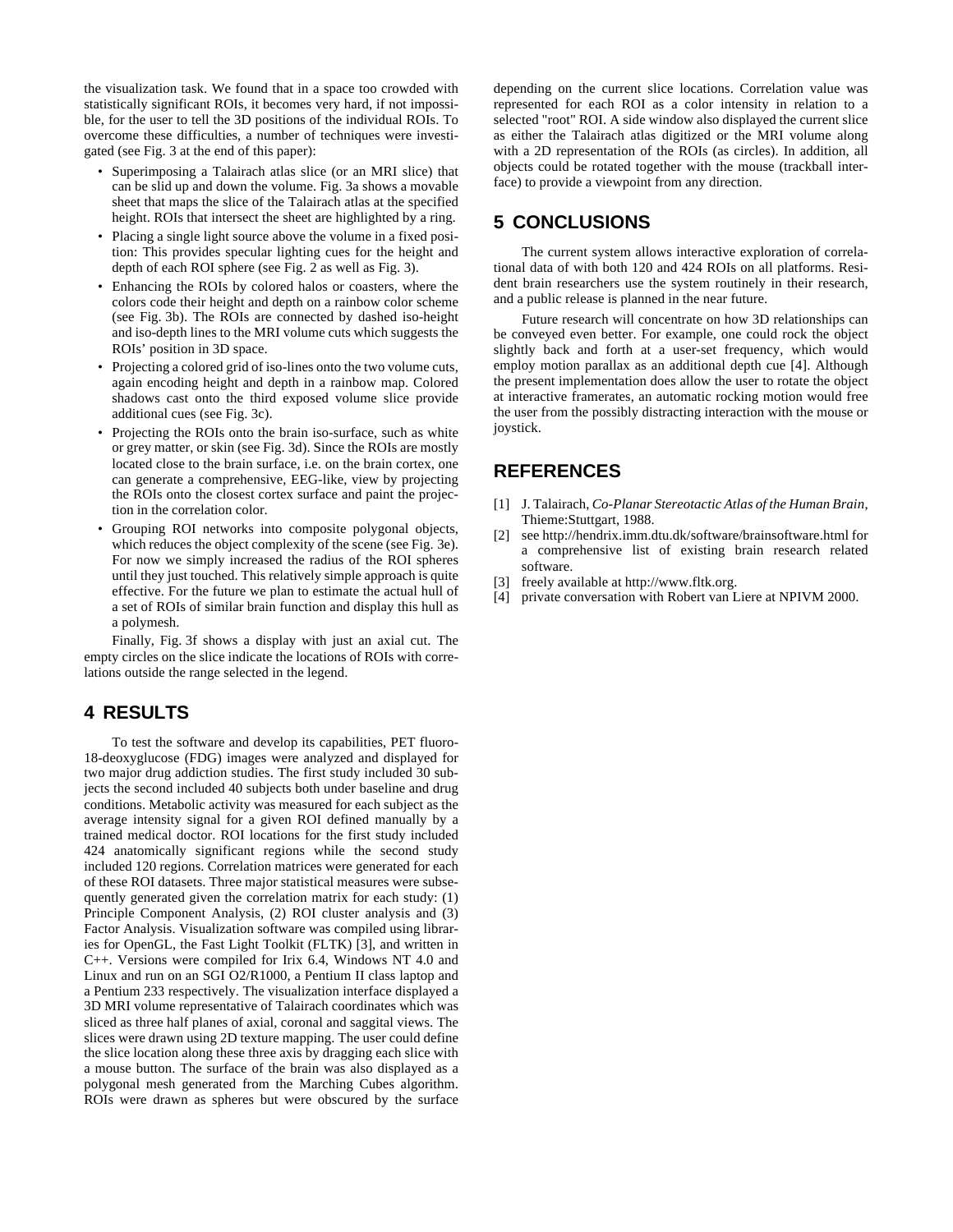the visualization task. We found that in a space too crowded with statistically significant ROIs, it becomes very hard, if not impossible, for the user to tell the 3D positions of the individual ROIs. To overcome these difficulties, a number of techniques were investigated (see Fig. 3 at the end of this paper):

- Superimposing a Talairach atlas slice (or an MRI slice) that can be slid up and down the volume. Fig. 3a shows a movable sheet that maps the slice of the Talairach atlas at the specified height. ROIs that intersect the sheet are highlighted by a ring.
- Placing a single light source above the volume in a fixed position: This provides specular lighting cues for the height and depth of each ROI sphere (see Fig. 2 as well as Fig. 3).
- Enhancing the ROIs by colored halos or coasters, where the colors code their height and depth on a rainbow color scheme (see Fig. 3b). The ROIs are connected by dashed iso-height and iso-depth lines to the MRI volume cuts which suggests the ROIs' position in 3D space.
- Projecting a colored grid of iso-lines onto the two volume cuts, again encoding height and depth in a rainbow map. Colored shadows cast onto the third exposed volume slice provide additional cues (see Fig. 3c).
- Projecting the ROIs onto the brain iso-surface, such as white or grey matter, or skin (see Fig. 3d). Since the ROIs are mostly located close to the brain surface, i.e. on the brain cortex, one can generate a comprehensive, EEG-like, view by projecting the ROIs onto the closest cortex surface and paint the projection in the correlation color.
- Grouping ROI networks into composite polygonal objects, which reduces the object complexity of the scene (see Fig. 3e). For now we simply increased the radius of the ROI spheres until they just touched. This relatively simple approach is quite effective. For the future we plan to estimate the actual hull of a set of ROIs of similar brain function and display this hull as a polymesh.

Finally, Fig. 3f shows a display with just an axial cut. The empty circles on the slice indicate the locations of ROIs with correlations outside the range selected in the legend.

## 4 RESULTS

To test the software and develop its capabilities, PET fluoro-18-deoxyglucose (FDG) images were analyzed and displayed for two major drug addiction studies. The first study included 30 subjects the second included 40 subjects both under baseline and drug conditions. Metabolic activity was measured for each subject as the average intensity signal for a given ROI defined manually by a trained medical doctor. ROI locations for the first study included 424 anatomically significant regions while the second study included 120 regions. Correlation matrices were generated for each of these ROI datasets. Three major statistical measures were subsequently generated given the correlation matrix for each study: (1) Principle Component Analysis, (2) ROI cluster analysis and (3) Factor Analysis. Visualization software was compiled using libraries for OpenGL, the Fast Light Toolkit (FLTK) [3], and written in C++. Versions were compiled for Irix 6.4, Windows NT 4.0 and Linux and run on an SGI O2/R1000, a Pentium II class laptop and a Pentium 233 respectively. The visualization interface displayed a 3D MRI volume representative of Talairach coordinates which was sliced as three half planes of axial, coronal and saggital views. The slices were drawn using 2D texture mapping. The user could define the slice location along these three axis by dragging each slice with a mouse button. The surface of the brain was also displayed as a polygonal mesh generated from the Marching Cubes algorithm. ROIs were drawn as spheres but were obscured by the surface depending on the current slice locations. Correlation value was represented for each ROI as a color intensity in relation to a selected "root" ROI. A side window also displayed the current slice as either the Talairach atlas digitized or the MRI volume along with a 2D representation of the ROIs (as circles). In addition, all objects could be rotated together with the mouse (trackball interface) to provide a viewpoint from any direction.

## 5 CONCLUSIONS

The current system allows interactive exploration of correlational data of with both 120 and 424 ROIs on all platforms. Resident brain researchers use the system routinely in their research, and a public release is planned in the near future.

Future research will concentrate on how 3D relationships can be conveyed even better. For example, one could rock the object slightly back and forth at a user-set frequency, which would employ motion parallax as an additional depth cue [4]. Although the present implementation does allow the user to rotate the object at interactive framerates, an automatic rocking motion would free the user from the possibly distracting interaction with the mouse or joystick.

## REFERENCES

[1] J. Talairach, *Co-Planar Stereotactic Atlas of the Human Brain*, Thieme:Stuttgart, 1988.

[2] see http://hendrix.imm.dtu.dk/software/brainsoftware.html for a comprehensive list of existing brain research related software.

[3] freely available at http://www.fltk.org.

[4] private conversation with Robert van Liere at NPIVM 2000.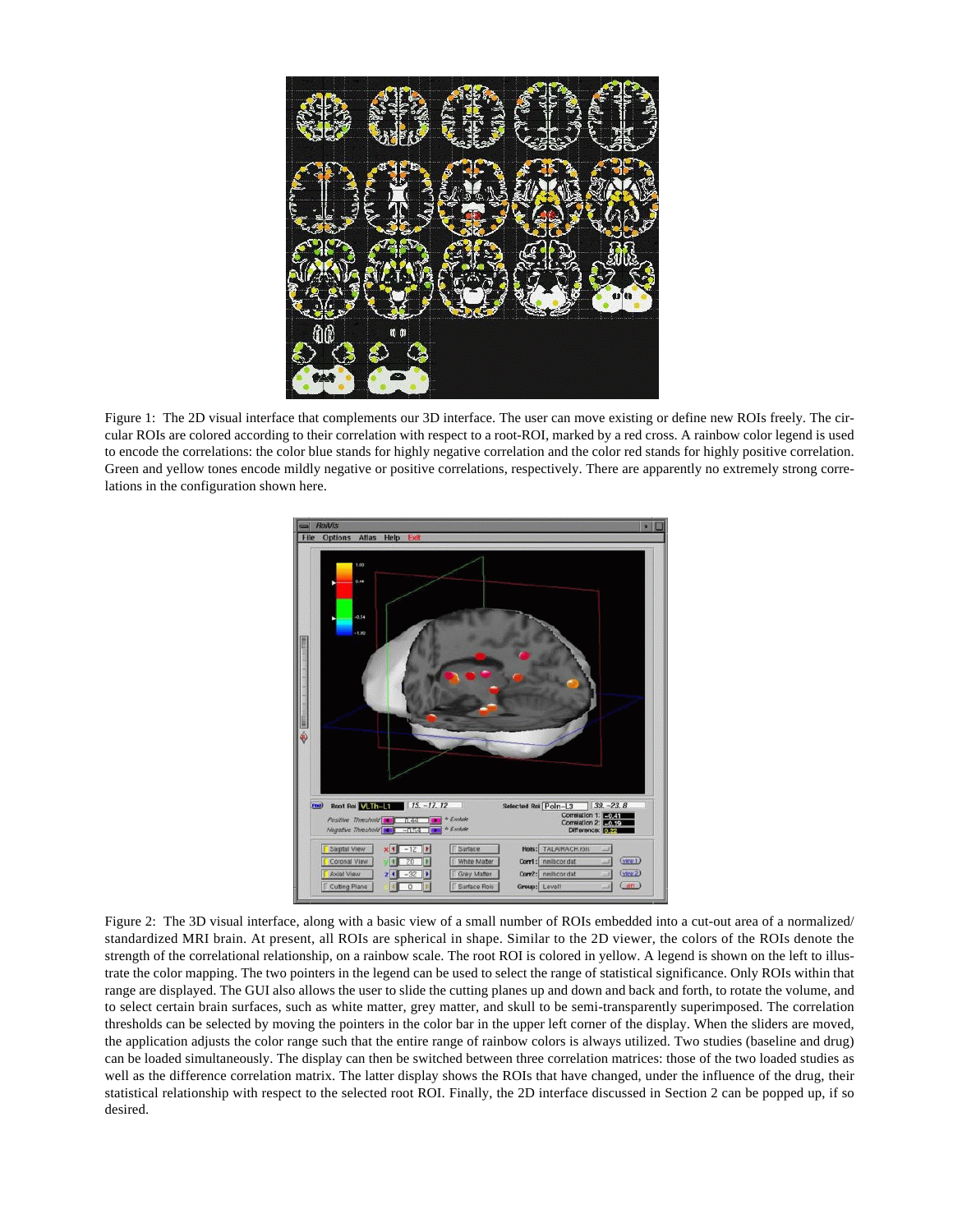Figure 1: The 2D visual interface that complements our 3D interface. The user can move existing or define new ROIs freely. The circular ROIs are colored according to their correlation with respect to a root-ROI, marked by a red cross. A rainbow color legend is used to encode the correlations: the color blue stands for highly negative correlation and the color red stands for highly positive correlation. Green and yellow tones encode mildly negative or positive correlations, respectively. There are apparently no extremely strong correlations in the configuration shown here.

Figure 2: The 3D visual interface, along with a basic view of a small number of ROIs embedded into a cut-out area of a normalized/standardized MRI brain. At present, all ROIs are spherical in shape. Similar to the 2D viewer, the colors of the ROIs denote the strength of the correlational relationship, on a rainbow scale. The root ROI is colored in yellow. A legend is shown on the left to illustrate the color mapping. The two pointers in the legend can be used to select the range of statistical significance. Only ROIs within that range are displayed. The GUI also allows the user to slide the cutting planes up and down and back and forth, to rotate the volume, and to select certain brain surfaces, such as white matter, grey matter, and skull to be semi-transparently superimposed. The correlation thresholds can be selected by moving the pointers in the color bar in the upper left corner of the display. When the sliders are moved, the application adjusts the color range such that the entire range of rainbow colors is always utilized. Two studies (baseline and drug) can be loaded simultaneously. The display can then be switched between three correlation matrices: those of the two loaded studies as well as the difference correlation matrix. The latter display shows the ROIs that have changed, under the influence of the drug, their statistical relationship with respect to the selected root ROI. Finally, the 2D interface discussed in Section 2 can be popped up, if so desired.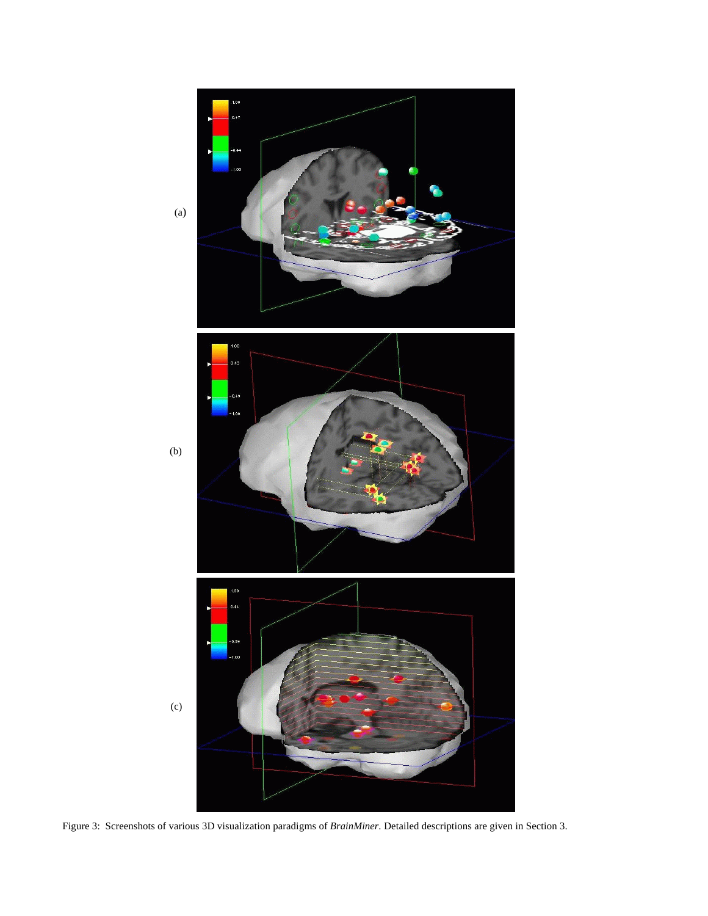Figure 3: Screenshots of various 3D visualization paradigms of *BrainMiner*. Detailed descriptions are given in Section 3.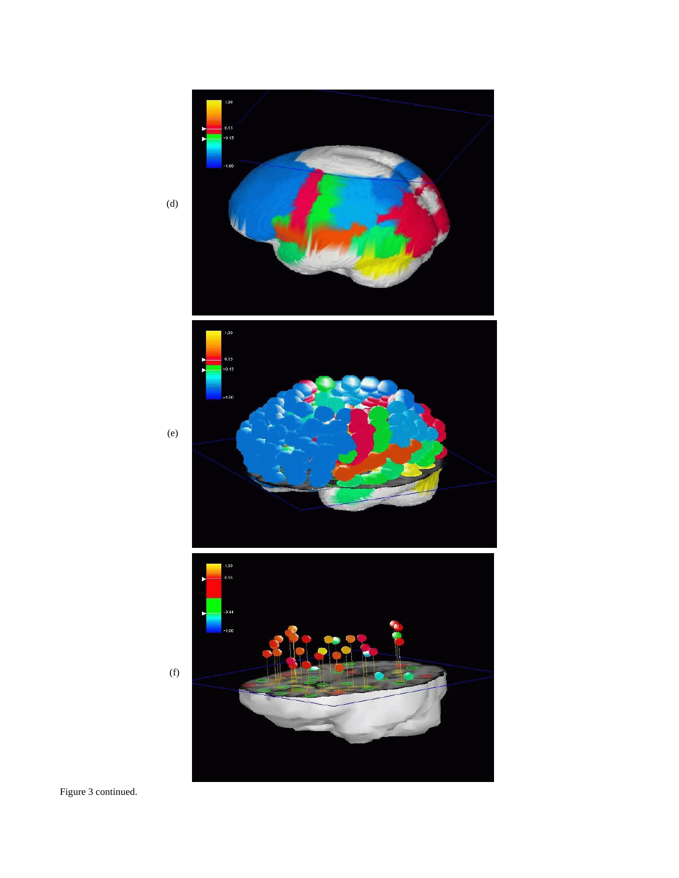(d)

1.00
0.15
-0.15
-1.00

(e)

1.00
0.15
-0.15
-1.00

(f)

1.00
0.55
-0.44
-1.00

Figure 3 continued.